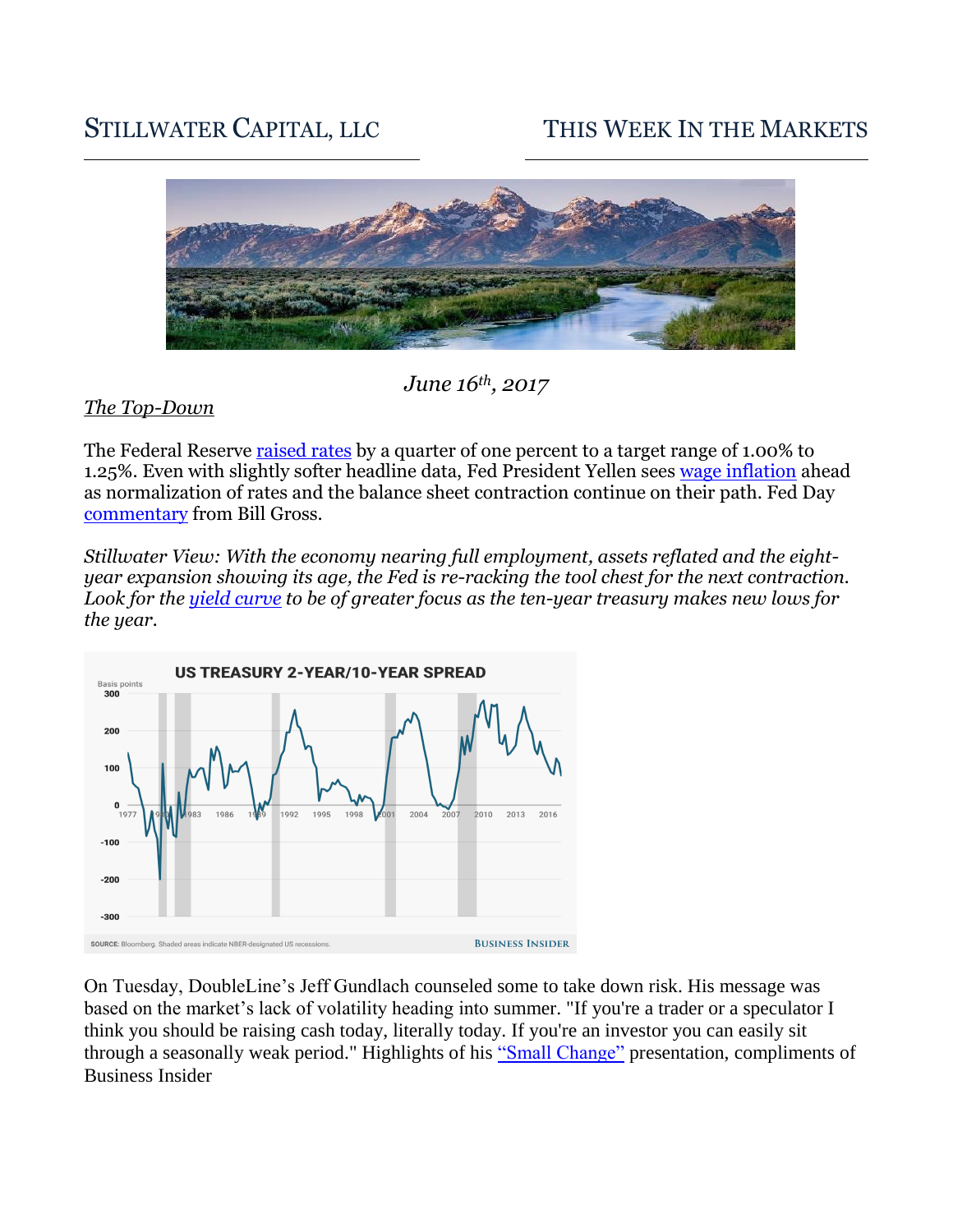# STILLWATER CAPITAL, LLC

# THIS WEEK IN THE MARKETS

*June 16th, 2017*

## *The Top-Down*

The Federal Reserve raised rates by a quarter of one percent to a target range of 1.00% to 1.25%. Even with slightly softer headline data, Fed President Yellen sees wage inflation ahead as normalization of rates and the balance sheet contraction continue on their path. Fed Day commentary from Bill Gross.

*Stillwater View: With the economy nearing full employment, assets reflated and the eight-year expansion showing its age, the Fed is re-racking the tool chest for the next contraction. Look for the yield curve to be of greater focus as the ten-year treasury makes new lows for the year.*

**US TREASURY 2-YEAR/10-YEAR SPREAD**

SOURCE: Bloomberg. Shaded areas indicate NBER-designated US recessions. BUSINESS INSIDER

On Tuesday, DoubleLine's Jeff Gundlach counseled some to take down risk. His message was based on the market's lack of volatility heading into summer. "If you're a trader or a speculator I think you should be raising cash today, literally today. If you're an investor you can easily sit through a seasonally weak period." Highlights of his "Small Change" presentation, compliments of Business Insider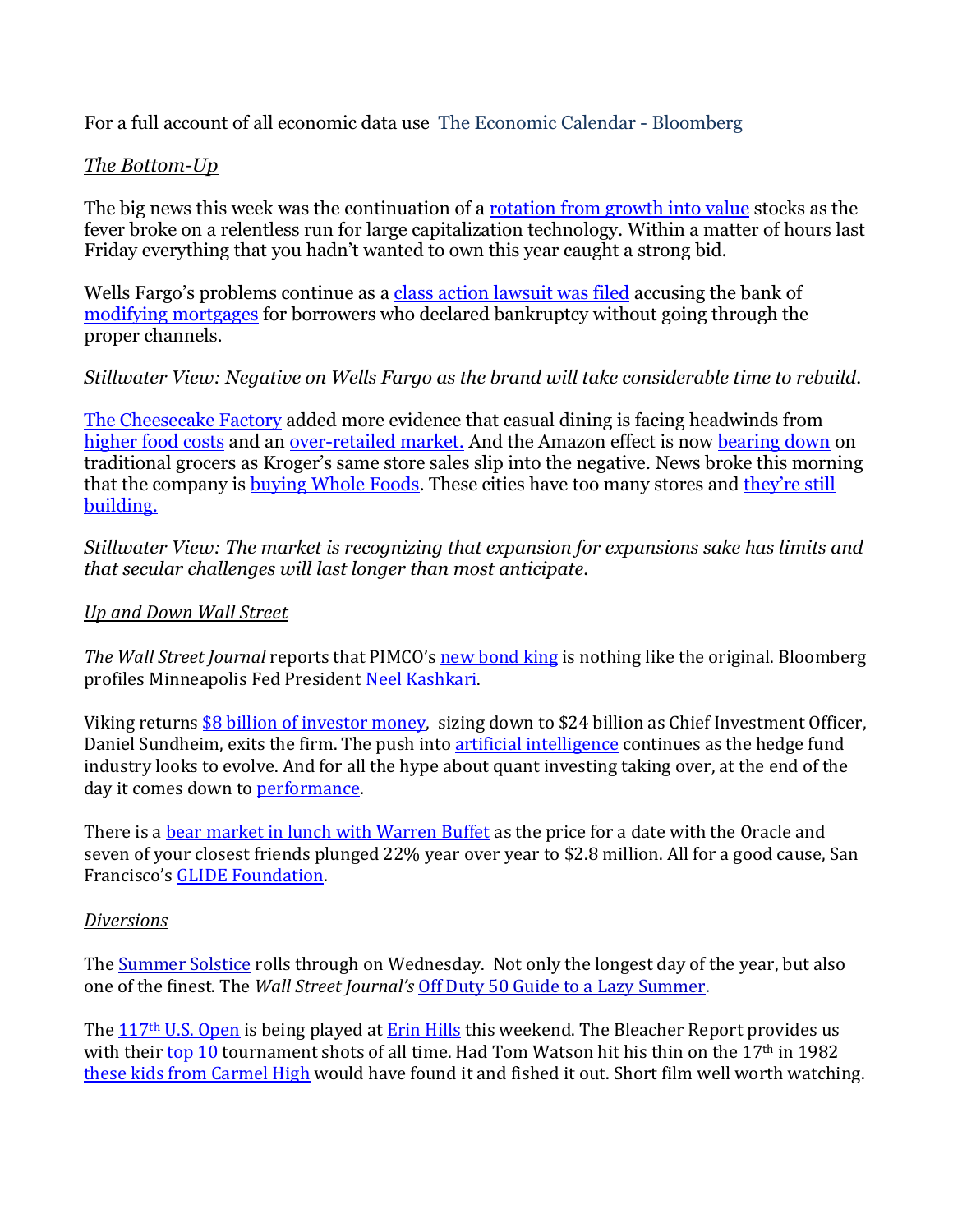For a full account of all economic data use The Economic Calendar - Bloomberg

*The Bottom-Up*

The big news this week was the continuation of a rotation from growth into value stocks as the fever broke on a relentless run for large capitalization technology. Within a matter of hours last Friday everything that you hadn't wanted to own this year caught a strong bid.

Wells Fargo's problems continue as a class action lawsuit was filed accusing the bank of modifying mortgages for borrowers who declared bankruptcy without going through the proper channels.

*Stillwater View: Negative on Wells Fargo as the brand will take considerable time to rebuild.*

The Cheesecake Factory added more evidence that casual dining is facing headwinds from higher food costs and an over-retailed market. And the Amazon effect is now bearing down on traditional grocers as Kroger's same store sales slip into the negative. News broke this morning that the company is buying Whole Foods. These cities have too many stores and they're still building.

*Stillwater View: The market is recognizing that expansion for expansions sake has limits and that secular challenges will last longer than most anticipate.*

*Up and Down Wall Street*

*The Wall Street Journal* reports that PIMCO's new bond king is nothing like the original. Bloomberg profiles Minneapolis Fed President Neel Kashkari.

Viking returns $8 billion of investor money, sizing down to $24 billion as Chief Investment Officer, Daniel Sundheim, exits the firm. The push into artificial intelligence continues as the hedge fund industry looks to evolve. And for all the hype about quant investing taking over, at the end of the day it comes down to performance.

There is a bear market in lunch with Warren Buffet as the price for a date with the Oracle and seven of your closest friends plunged 22% year over year to $2.8 million. All for a good cause, San Francisco's GLIDE Foundation.

*Diversions*

The Summer Solstice rolls through on Wednesday. Not only the longest day of the year, but also one of the finest. The *Wall Street Journal's* Off Duty 50 Guide to a Lazy Summer.

The 117th U.S. Open is being played at Erin Hills this weekend. The Bleacher Report provides us with their top 10 tournament shots of all time. Had Tom Watson hit his thin on the 17th in 1982 these kids from Carmel High would have found it and fished it out. Short film well worth watching.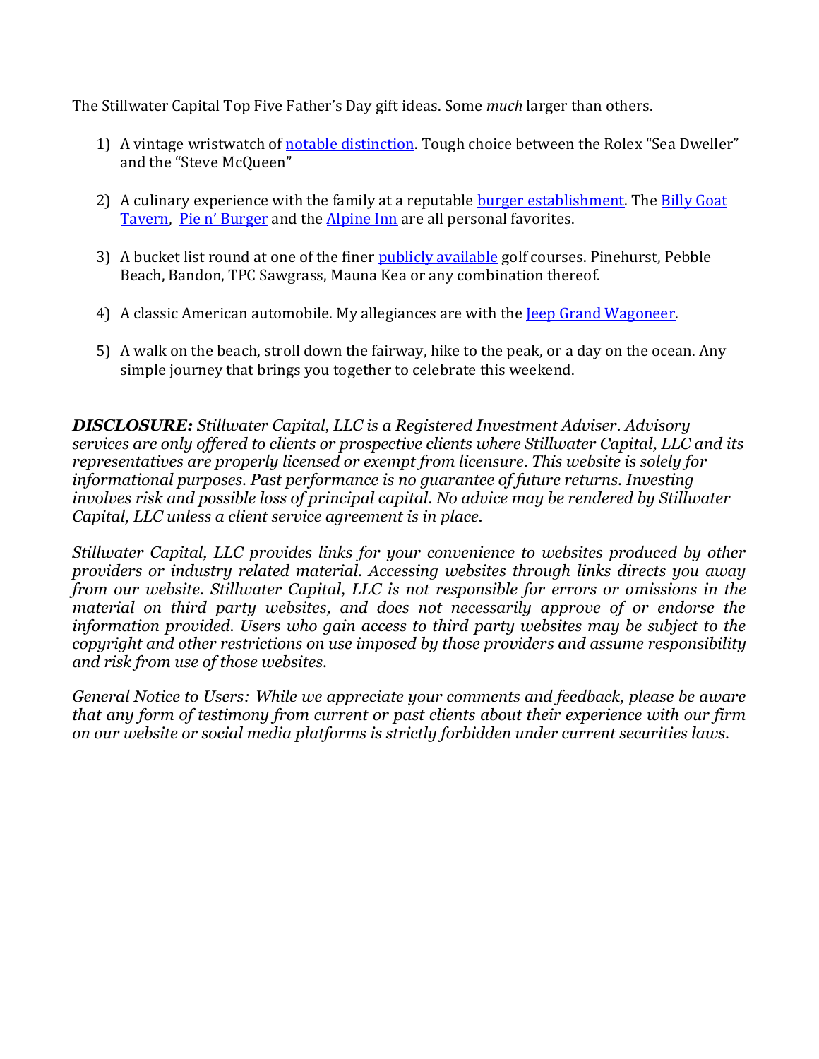The Stillwater Capital Top Five Father's Day gift ideas. Some *much* larger than others.

1) A vintage wristwatch of notable distinction. Tough choice between the Rolex "Sea Dweller" and the "Steve McQueen"

2) A culinary experience with the family at a reputable burger establishment. The Billy Goat Tavern, Pie n' Burger and the Alpine Inn are all personal favorites.

3) A bucket list round at one of the finer publicly available golf courses. Pinehurst, Pebble Beach, Bandon, TPC Sawgrass, Mauna Kea or any combination thereof.

4) A classic American automobile. My allegiances are with the Jeep Grand Wagoneer.

5) A walk on the beach, stroll down the fairway, hike to the peak, or a day on the ocean. Any simple journey that brings you together to celebrate this weekend.

***DISCLOSURE:*** *Stillwater Capital, LLC is a Registered Investment Adviser. Advisory services are only offered to clients or prospective clients where Stillwater Capital, LLC and its representatives are properly licensed or exempt from licensure. This website is solely for informational purposes. Past performance is no guarantee of future returns. Investing involves risk and possible loss of principal capital. No advice may be rendered by Stillwater Capital, LLC unless a client service agreement is in place.*

*Stillwater Capital, LLC provides links for your convenience to websites produced by other providers or industry related material. Accessing websites through links directs you away from our website. Stillwater Capital, LLC is not responsible for errors or omissions in the material on third party websites, and does not necessarily approve of or endorse the information provided. Users who gain access to third party websites may be subject to the copyright and other restrictions on use imposed by those providers and assume responsibility and risk from use of those websites.*

*General Notice to Users: While we appreciate your comments and feedback, please be aware that any form of testimony from current or past clients about their experience with our firm on our website or social media platforms is strictly forbidden under current securities laws.*